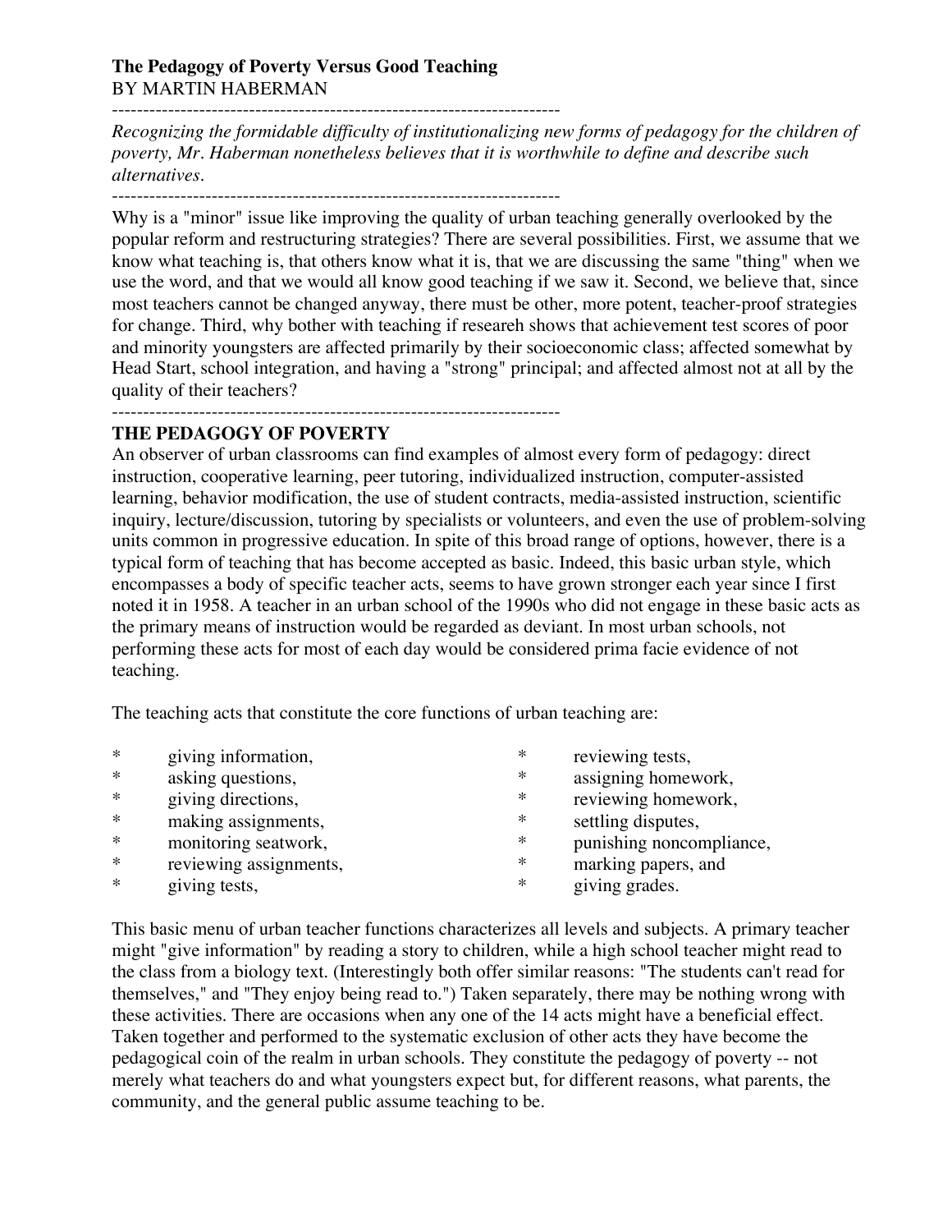# The Pedagogy of Poverty Versus Good Teaching

BY MARTIN HABERMAN

---

*Recognizing the formidable difficulty of institutionalizing new forms of pedagogy for the children of poverty, Mr. Haberman nonetheless believes that it is worthwhile to define and describe such alternatives.*

---

Why is a "minor" issue like improving the quality of urban teaching generally overlooked by the popular reform and restructuring strategies? There are several possibilities. First, we assume that we know what teaching is, that others know what it is, that we are discussing the same "thing" when we use the word, and that we would all know good teaching if we saw it. Second, we believe that, since most teachers cannot be changed anyway, there must be other, more potent, teacher-proof strategies for change. Third, why bother with teaching if researeh shows that achievement test scores of poor and minority youngsters are affected primarily by their socioeconomic class; affected somewhat by Head Start, school integration, and having a "strong" principal; and affected almost not at all by the quality of their teachers?

---

## THE PEDAGOGY OF POVERTY

An observer of urban classrooms can find examples of almost every form of pedagogy: direct instruction, cooperative learning, peer tutoring, individualized instruction, computer-assisted learning, behavior modification, the use of student contracts, media-assisted instruction, scientific inquiry, lecture/discussion, tutoring by specialists or volunteers, and even the use of problem-solving units common in progressive education. In spite of this broad range of options, however, there is a typical form of teaching that has become accepted as basic. Indeed, this basic urban style, which encompasses a body of specific teacher acts, seems to have grown stronger each year since I first noted it in 1958. A teacher in an urban school of the 1990s who did not engage in these basic acts as the primary means of instruction would be regarded as deviant. In most urban schools, not performing these acts for most of each day would be considered prima facie evidence of not teaching.

The teaching acts that constitute the core functions of urban teaching are:

* giving information,
* asking questions,
* giving directions,
* making assignments,
* monitoring seatwork,
* reviewing assignments,
* giving tests,
* reviewing tests,
* assigning homework,
* reviewing homework,
* settling disputes,
* punishing noncompliance,
* marking papers, and
* giving grades.

This basic menu of urban teacher functions characterizes all levels and subjects. A primary teacher might "give information" by reading a story to children, while a high school teacher might read to the class from a biology text. (Interestingly both offer similar reasons: "The students can't read for themselves," and "They enjoy being read to.") Taken separately, there may be nothing wrong with these activities. There are occasions when any one of the 14 acts might have a beneficial effect. Taken together and performed to the systematic exclusion of other acts they have become the pedagogical coin of the realm in urban schools. They constitute the pedagogy of poverty -- not merely what teachers do and what youngsters expect but, for different reasons, what parents, the community, and the general public assume teaching to be.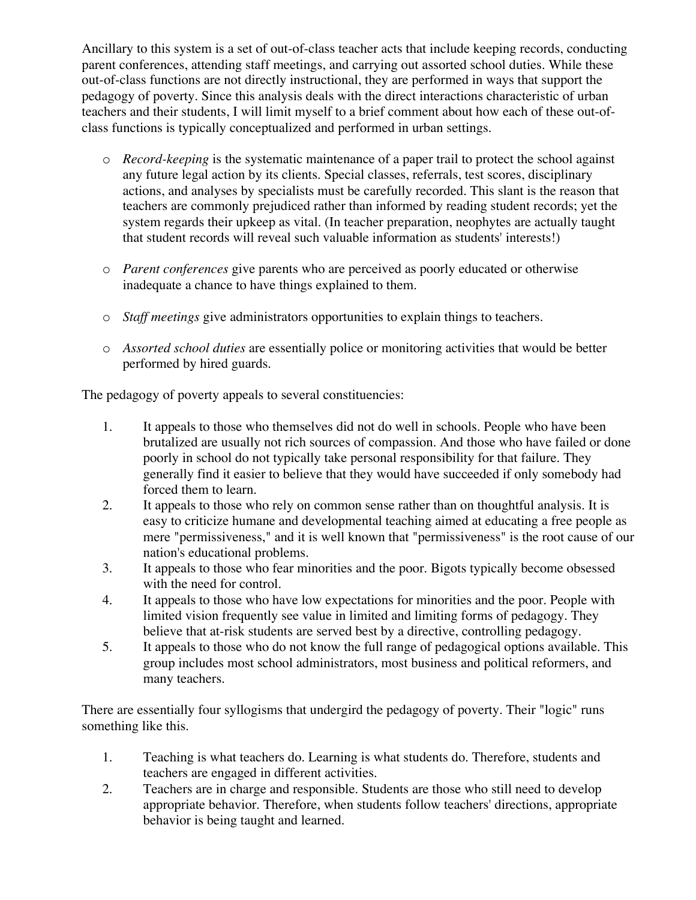Ancillary to this system is a set of out-of-class teacher acts that include keeping records, conducting parent conferences, attending staff meetings, and carrying out assorted school duties. While these out-of-class functions are not directly instructional, they are performed in ways that support the pedagogy of poverty. Since this analysis deals with the direct interactions characteristic of urban teachers and their students, I will limit myself to a brief comment about how each of these out-of-class functions is typically conceptualized and performed in urban settings.

- *Record-keeping* is the systematic maintenance of a paper trail to protect the school against any future legal action by its clients. Special classes, referrals, test scores, disciplinary actions, and analyses by specialists must be carefully recorded. This slant is the reason that teachers are commonly prejudiced rather than informed by reading student records; yet the system regards their upkeep as vital. (In teacher preparation, neophytes are actually taught that student records will reveal such valuable information as students' interests!)

- *Parent conferences* give parents who are perceived as poorly educated or otherwise inadequate a chance to have things explained to them.

- *Staff meetings* give administrators opportunities to explain things to teachers.

- *Assorted school duties* are essentially police or monitoring activities that would be better performed by hired guards.

The pedagogy of poverty appeals to several constituencies:

1. It appeals to those who themselves did not do well in schools. People who have been brutalized are usually not rich sources of compassion. And those who have failed or done poorly in school do not typically take personal responsibility for that failure. They generally find it easier to believe that they would have succeeded if only somebody had forced them to learn.
2. It appeals to those who rely on common sense rather than on thoughtful analysis. It is easy to criticize humane and developmental teaching aimed at educating a free people as mere "permissiveness," and it is well known that "permissiveness" is the root cause of our nation's educational problems.
3. It appeals to those who fear minorities and the poor. Bigots typically become obsessed with the need for control.
4. It appeals to those who have low expectations for minorities and the poor. People with limited vision frequently see value in limited and limiting forms of pedagogy. They believe that at-risk students are served best by a directive, controlling pedagogy.
5. It appeals to those who do not know the full range of pedagogical options available. This group includes most school administrators, most business and political reformers, and many teachers.

There are essentially four syllogisms that undergird the pedagogy of poverty. Their "logic" runs something like this.

1. Teaching is what teachers do. Learning is what students do. Therefore, students and teachers are engaged in different activities.
2. Teachers are in charge and responsible. Students are those who still need to develop appropriate behavior. Therefore, when students follow teachers' directions, appropriate behavior is being taught and learned.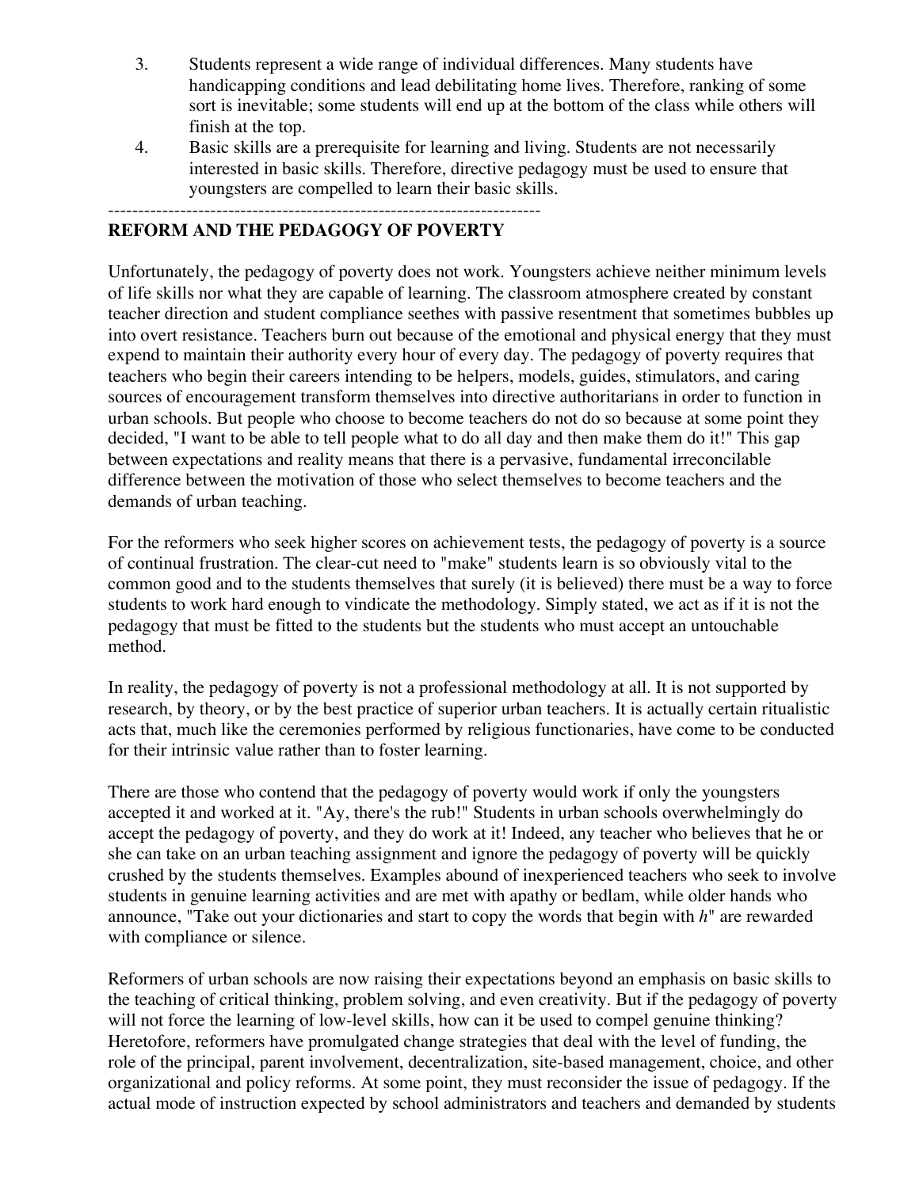3. Students represent a wide range of individual differences. Many students have handicapping conditions and lead debilitating home lives. Therefore, ranking of some sort is inevitable; some students will end up at the bottom of the class while others will finish at the top.
4. Basic skills are a prerequisite for learning and living. Students are not necessarily interested in basic skills. Therefore, directive pedagogy must be used to ensure that youngsters are compelled to learn their basic skills.

------------------------------------------------------------------------

**REFORM AND THE PEDAGOGY OF POVERTY**

Unfortunately, the pedagogy of poverty does not work. Youngsters achieve neither minimum levels of life skills nor what they are capable of learning. The classroom atmosphere created by constant teacher direction and student compliance seethes with passive resentment that sometimes bubbles up into overt resistance. Teachers burn out because of the emotional and physical energy that they must expend to maintain their authority every hour of every day. The pedagogy of poverty requires that teachers who begin their careers intending to be helpers, models, guides, stimulators, and caring sources of encouragement transform themselves into directive authoritarians in order to function in urban schools. But people who choose to become teachers do not do so because at some point they decided, "I want to be able to tell people what to do all day and then make them do it!" This gap between expectations and reality means that there is a pervasive, fundamental irreconcilable difference between the motivation of those who select themselves to become teachers and the demands of urban teaching.

For the reformers who seek higher scores on achievement tests, the pedagogy of poverty is a source of continual frustration. The clear-cut need to "make" students learn is so obviously vital to the common good and to the students themselves that surely (it is believed) there must be a way to force students to work hard enough to vindicate the methodology. Simply stated, we act as if it is not the pedagogy that must be fitted to the students but the students who must accept an untouchable method.

In reality, the pedagogy of poverty is not a professional methodology at all. It is not supported by research, by theory, or by the best practice of superior urban teachers. It is actually certain ritualistic acts that, much like the ceremonies performed by religious functionaries, have come to be conducted for their intrinsic value rather than to foster learning.

There are those who contend that the pedagogy of poverty would work if only the youngsters accepted it and worked at it. "Ay, there's the rub!" Students in urban schools overwhelmingly do accept the pedagogy of poverty, and they do work at it! Indeed, any teacher who believes that he or she can take on an urban teaching assignment and ignore the pedagogy of poverty will be quickly crushed by the students themselves. Examples abound of inexperienced teachers who seek to involve students in genuine learning activities and are met with apathy or bedlam, while older hands who announce, "Take out your dictionaries and start to copy the words that begin with *h*" are rewarded with compliance or silence.

Reformers of urban schools are now raising their expectations beyond an emphasis on basic skills to the teaching of critical thinking, problem solving, and even creativity. But if the pedagogy of poverty will not force the learning of low-level skills, how can it be used to compel genuine thinking? Heretofore, reformers have promulgated change strategies that deal with the level of funding, the role of the principal, parent involvement, decentralization, site-based management, choice, and other organizational and policy reforms. At some point, they must reconsider the issue of pedagogy. If the actual mode of instruction expected by school administrators and teachers and demanded by students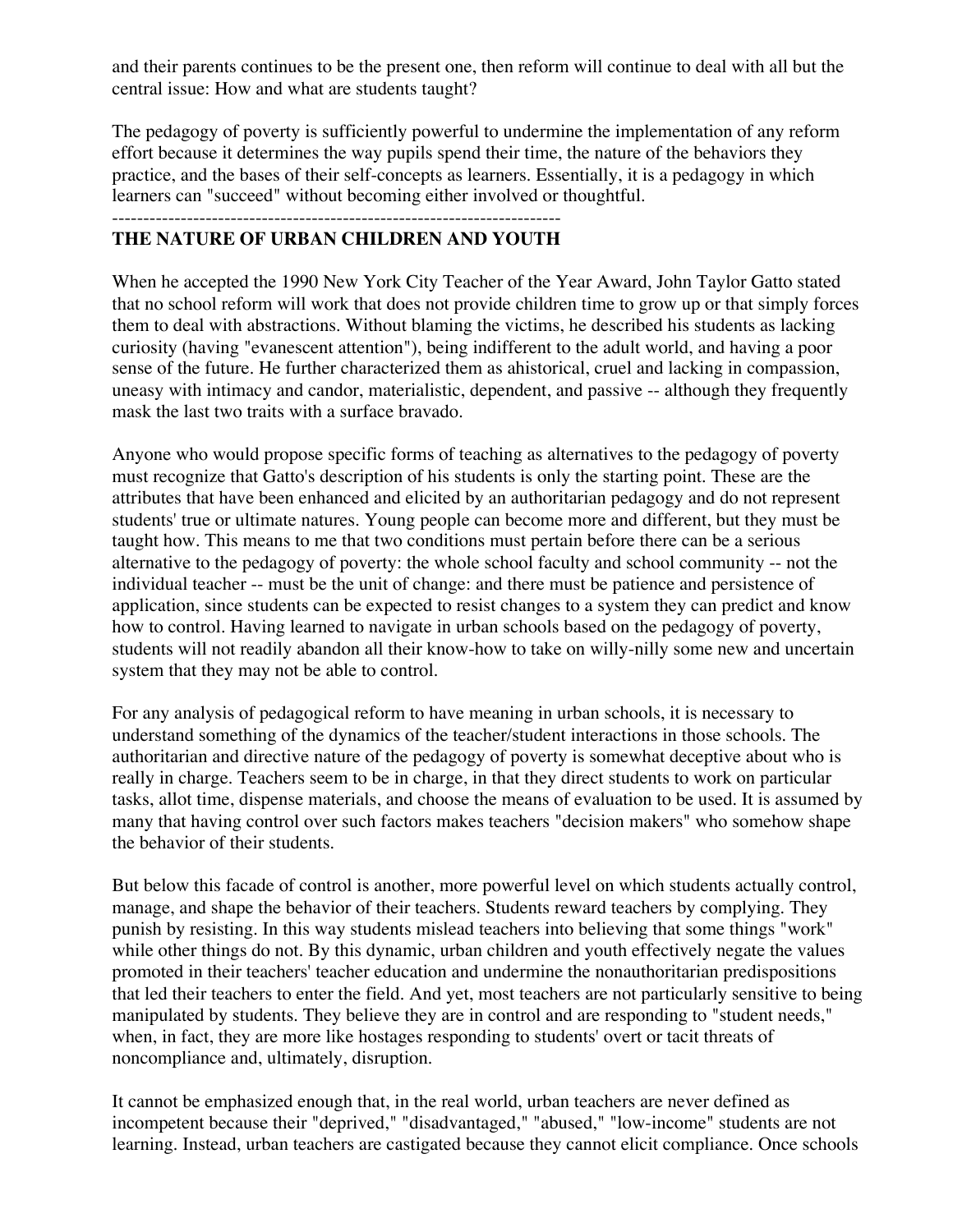and their parents continues to be the present one, then reform will continue to deal with all but the central issue: How and what are students taught?

The pedagogy of poverty is sufficiently powerful to undermine the implementation of any reform effort because it determines the way pupils spend their time, the nature of the behaviors they practice, and the bases of their self-concepts as learners. Essentially, it is a pedagogy in which learners can "succeed" without becoming either involved or thoughtful.

---

**THE NATURE OF URBAN CHILDREN AND YOUTH**

When he accepted the 1990 New York City Teacher of the Year Award, John Taylor Gatto stated that no school reform will work that does not provide children time to grow up or that simply forces them to deal with abstractions. Without blaming the victims, he described his students as lacking curiosity (having "evanescent attention"), being indifferent to the adult world, and having a poor sense of the future. He further characterized them as ahistorical, cruel and lacking in compassion, uneasy with intimacy and candor, materialistic, dependent, and passive -- although they frequently mask the last two traits with a surface bravado.

Anyone who would propose specific forms of teaching as alternatives to the pedagogy of poverty must recognize that Gatto's description of his students is only the starting point. These are the attributes that have been enhanced and elicited by an authoritarian pedagogy and do not represent students' true or ultimate natures. Young people can become more and different, but they must be taught how. This means to me that two conditions must pertain before there can be a serious alternative to the pedagogy of poverty: the whole school faculty and school community -- not the individual teacher -- must be the unit of change: and there must be patience and persistence of application, since students can be expected to resist changes to a system they can predict and know how to control. Having learned to navigate in urban schools based on the pedagogy of poverty, students will not readily abandon all their know-how to take on willy-nilly some new and uncertain system that they may not be able to control.

For any analysis of pedagogical reform to have meaning in urban schools, it is necessary to understand something of the dynamics of the teacher/student interactions in those schools. The authoritarian and directive nature of the pedagogy of poverty is somewhat deceptive about who is really in charge. Teachers seem to be in charge, in that they direct students to work on particular tasks, allot time, dispense materials, and choose the means of evaluation to be used. It is assumed by many that having control over such factors makes teachers "decision makers" who somehow shape the behavior of their students.

But below this facade of control is another, more powerful level on which students actually control, manage, and shape the behavior of their teachers. Students reward teachers by complying. They punish by resisting. In this way students mislead teachers into believing that some things "work" while other things do not. By this dynamic, urban children and youth effectively negate the values promoted in their teachers' teacher education and undermine the nonauthoritarian predispositions that led their teachers to enter the field. And yet, most teachers are not particularly sensitive to being manipulated by students. They believe they are in control and are responding to "student needs," when, in fact, they are more like hostages responding to students' overt or tacit threats of noncompliance and, ultimately, disruption.

It cannot be emphasized enough that, in the real world, urban teachers are never defined as incompetent because their "deprived," "disadvantaged," "abused," "low-income" students are not learning. Instead, urban teachers are castigated because they cannot elicit compliance. Once schools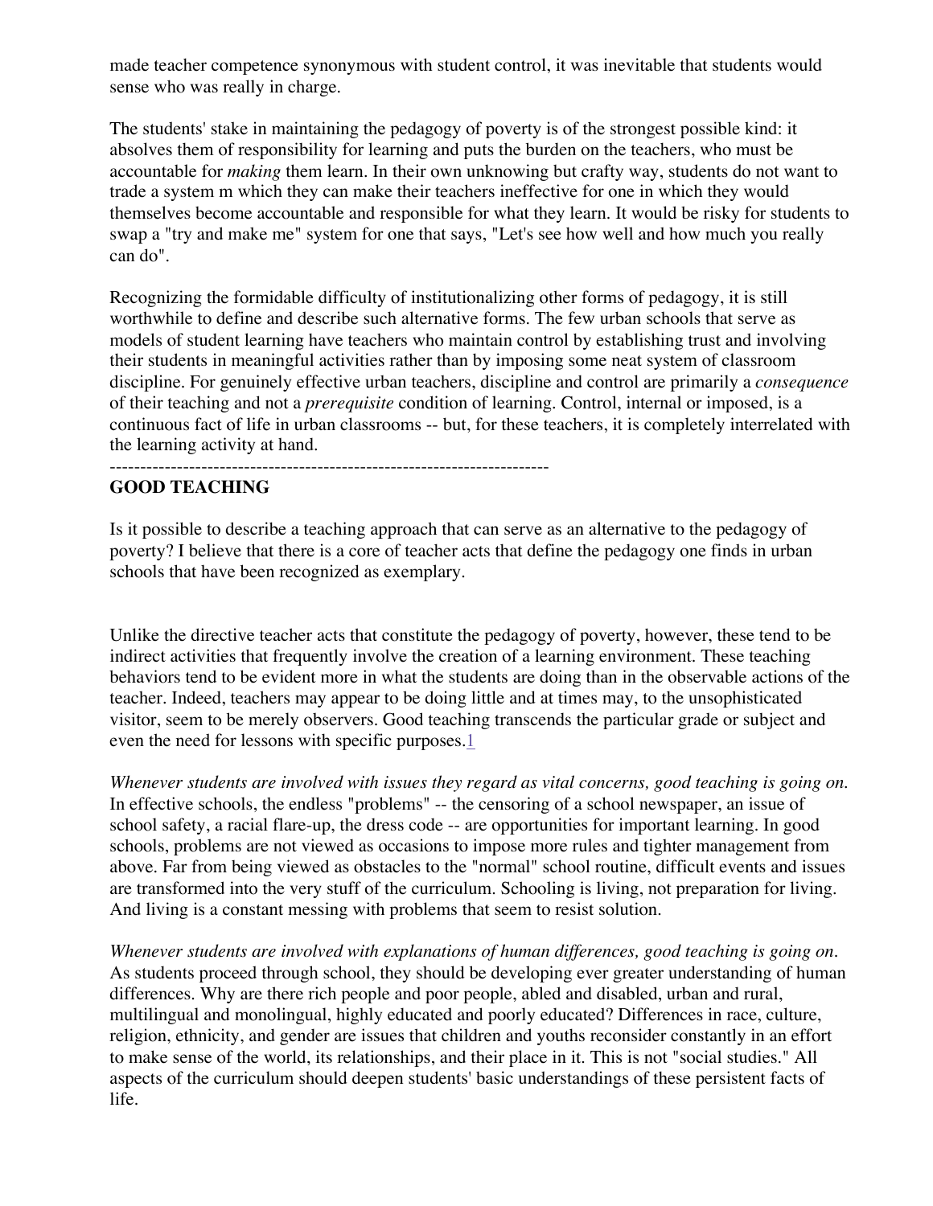made teacher competence synonymous with student control, it was inevitable that students would sense who was really in charge.

The students' stake in maintaining the pedagogy of poverty is of the strongest possible kind: it absolves them of responsibility for learning and puts the burden on the teachers, who must be accountable for *making* them learn. In their own unknowing but crafty way, students do not want to trade a system m which they can make their teachers ineffective for one in which they would themselves become accountable and responsible for what they learn. It would be risky for students to swap a "try and make me" system for one that says, "Let's see how well and how much you really can do".

Recognizing the formidable difficulty of institutionalizing other forms of pedagogy, it is still worthwhile to define and describe such alternative forms. The few urban schools that serve as models of student learning have teachers who maintain control by establishing trust and involving their students in meaningful activities rather than by imposing some neat system of classroom discipline. For genuinely effective urban teachers, discipline and control are primarily a *consequence* of their teaching and not a *prerequisite* condition of learning. Control, internal or imposed, is a continuous fact of life in urban classrooms -- but, for these teachers, it is completely interrelated with the learning activity at hand.

------------------------------------------------------------------------

**GOOD TEACHING**

Is it possible to describe a teaching approach that can serve as an alternative to the pedagogy of poverty? I believe that there is a core of teacher acts that define the pedagogy one finds in urban schools that have been recognized as exemplary.

Unlike the directive teacher acts that constitute the pedagogy of poverty, however, these tend to be indirect activities that frequently involve the creation of a learning environment. These teaching behaviors tend to be evident more in what the students are doing than in the observable actions of the teacher. Indeed, teachers may appear to be doing little and at times may, to the unsophisticated visitor, seem to be merely observers. Good teaching transcends the particular grade or subject and even the need for lessons with specific purposes.[1]

*Whenever students are involved with issues they regard as vital concerns, good teaching is going on.* In effective schools, the endless "problems" -- the censoring of a school newspaper, an issue of school safety, a racial flare-up, the dress code -- are opportunities for important learning. In good schools, problems are not viewed as occasions to impose more rules and tighter management from above. Far from being viewed as obstacles to the "normal" school routine, difficult events and issues are transformed into the very stuff of the curriculum. Schooling is living, not preparation for living. And living is a constant messing with problems that seem to resist solution.

*Whenever students are involved with explanations of human differences, good teaching is going on.* As students proceed through school, they should be developing ever greater understanding of human differences. Why are there rich people and poor people, abled and disabled, urban and rural, multilingual and monolingual, highly educated and poorly educated? Differences in race, culture, religion, ethnicity, and gender are issues that children and youths reconsider constantly in an effort to make sense of the world, its relationships, and their place in it. This is not "social studies." All aspects of the curriculum should deepen students' basic understandings of these persistent facts of life.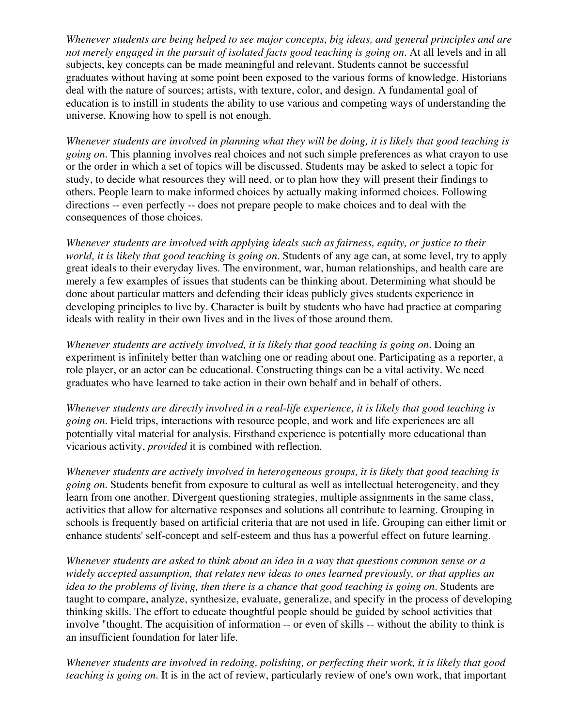*Whenever students are being helped to see major concepts, big ideas, and general principles and are not merely engaged in the pursuit of isolated facts good teaching is going on.* At all levels and in all subjects, key concepts can be made meaningful and relevant. Students cannot be successful graduates without having at some point been exposed to the various forms of knowledge. Historians deal with the nature of sources; artists, with texture, color, and design. A fundamental goal of education is to instill in students the ability to use various and competing ways of understanding the universe. Knowing how to spell is not enough.

*Whenever students are involved in planning what they will be doing, it is likely that good teaching is going on.* This planning involves real choices and not such simple preferences as what crayon to use or the order in which a set of topics will be discussed. Students may be asked to select a topic for study, to decide what resources they will need, or to plan how they will present their findings to others. People learn to make informed choices by actually making informed choices. Following directions -- even perfectly -- does not prepare people to make choices and to deal with the consequences of those choices.

*Whenever students are involved with applying ideals such as fairness, equity, or justice to their world, it is likely that good teaching is going on.* Students of any age can, at some level, try to apply great ideals to their everyday lives. The environment, war, human relationships, and health care are merely a few examples of issues that students can be thinking about. Determining what should be done about particular matters and defending their ideas publicly gives students experience in developing principles to live by. Character is built by students who have had practice at comparing ideals with reality in their own lives and in the lives of those around them.

*Whenever students are actively involved, it is likely that good teaching is going on.* Doing an experiment is infinitely better than watching one or reading about one. Participating as a reporter, a role player, or an actor can be educational. Constructing things can be a vital activity. We need graduates who have learned to take action in their own behalf and in behalf of others.

*Whenever students are directly involved in a real-life experience, it is likely that good teaching is going on.* Field trips, interactions with resource people, and work and life experiences are all potentially vital material for analysis. Firsthand experience is potentially more educational than vicarious activity, *provided* it is combined with reflection.

*Whenever students are actively involved in heterogeneous groups, it is likely that good teaching is going on.* Students benefit from exposure to cultural as well as intellectual heterogeneity, and they learn from one another. Divergent questioning strategies, multiple assignments in the same class, activities that allow for alternative responses and solutions all contribute to learning. Grouping in schools is frequently based on artificial criteria that are not used in life. Grouping can either limit or enhance students' self-concept and self-esteem and thus has a powerful effect on future learning.

*Whenever students are asked to think about an idea in a way that questions common sense or a widely accepted assumption, that relates new ideas to ones learned previously, or that applies an idea to the problems of living, then there is a chance that good teaching is going on.* Students are taught to compare, analyze, synthesize, evaluate, generalize, and specify in the process of developing thinking skills. The effort to educate thoughtful people should be guided by school activities that involve "thought. The acquisition of information -- or even of skills -- without the ability to think is an insufficient foundation for later life.

*Whenever students are involved in redoing, polishing, or perfecting their work, it is likely that good teaching is going on.* It is in the act of review, particularly review of one's own work, that important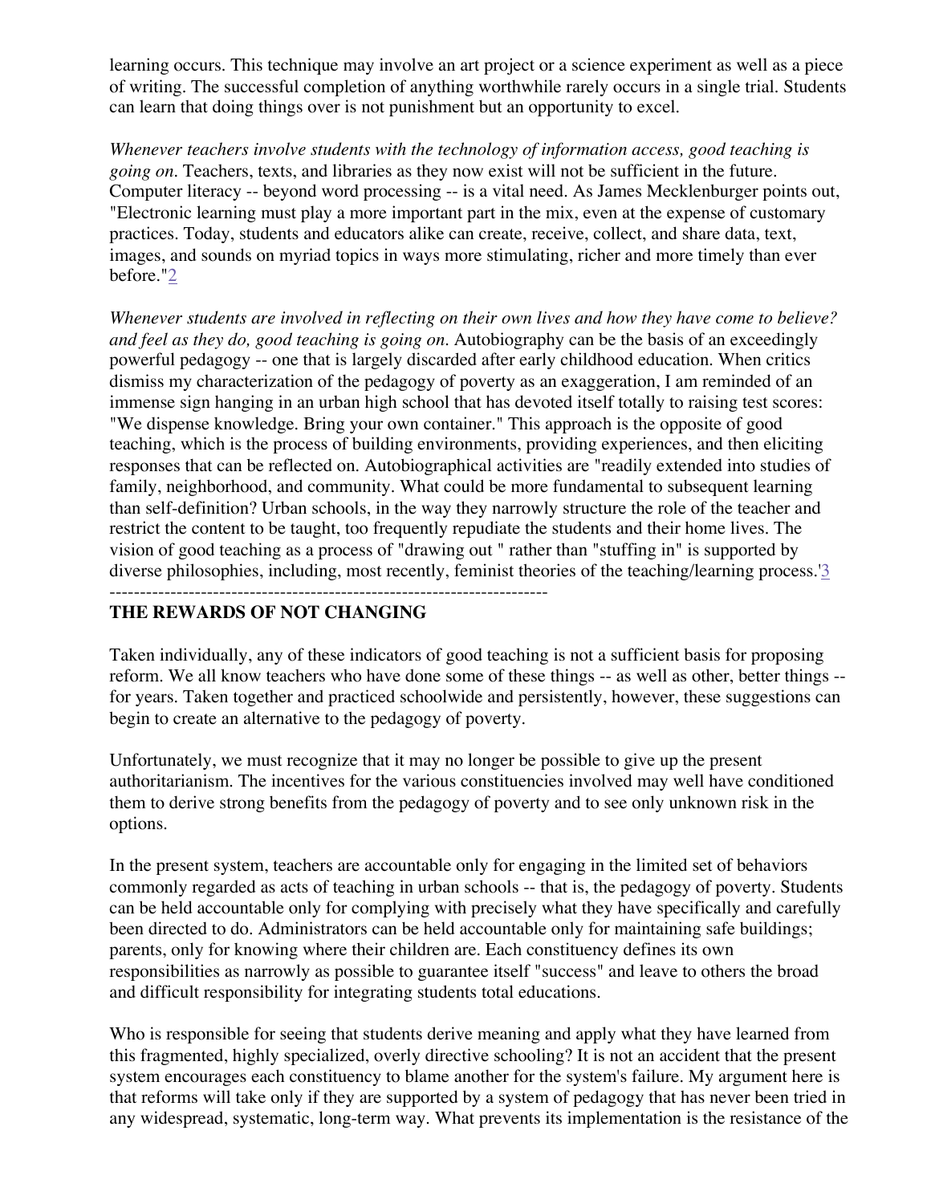learning occurs. This technique may involve an art project or a science experiment as well as a piece of writing. The successful completion of anything worthwhile rarely occurs in a single trial. Students can learn that doing things over is not punishment but an opportunity to excel.

*Whenever teachers involve students with the technology of information access, good teaching is going on*. Teachers, texts, and libraries as they now exist will not be sufficient in the future. Computer literacy -- beyond word processing -- is a vital need. As James Mecklenburger points out, "Electronic learning must play a more important part in the mix, even at the expense of customary practices. Today, students and educators alike can create, receive, collect, and share data, text, images, and sounds on myriad topics in ways more stimulating, richer and more timely than ever before."[2]

*Whenever students are involved in reflecting on their own lives and how they have come to believe? and feel as they do, good teaching is going on*. Autobiography can be the basis of an exceedingly powerful pedagogy -- one that is largely discarded after early childhood education. When critics dismiss my characterization of the pedagogy of poverty as an exaggeration, I am reminded of an immense sign hanging in an urban high school that has devoted itself totally to raising test scores: "We dispense knowledge. Bring your own container." This approach is the opposite of good teaching, which is the process of building environments, providing experiences, and then eliciting responses that can be reflected on. Autobiographical activities are "readily extended into studies of family, neighborhood, and community. What could be more fundamental to subsequent learning than self-definition? Urban schools, in the way they narrowly structure the role of the teacher and restrict the content to be taught, too frequently repudiate the students and their home lives. The vision of good teaching as a process of "drawing out " rather than "stuffing in" is supported by diverse philosophies, including, most recently, feminist theories of the teaching/learning process.'[3]

------------------------------------------------------------------------

**THE REWARDS OF NOT CHANGING**

Taken individually, any of these indicators of good teaching is not a sufficient basis for proposing reform. We all know teachers who have done some of these things -- as well as other, better things -- for years. Taken together and practiced schoolwide and persistently, however, these suggestions can begin to create an alternative to the pedagogy of poverty.

Unfortunately, we must recognize that it may no longer be possible to give up the present authoritarianism. The incentives for the various constituencies involved may well have conditioned them to derive strong benefits from the pedagogy of poverty and to see only unknown risk in the options.

In the present system, teachers are accountable only for engaging in the limited set of behaviors commonly regarded as acts of teaching in urban schools -- that is, the pedagogy of poverty. Students can be held accountable only for complying with precisely what they have specifically and carefully been directed to do. Administrators can be held accountable only for maintaining safe buildings; parents, only for knowing where their children are. Each constituency defines its own responsibilities as narrowly as possible to guarantee itself "success" and leave to others the broad and difficult responsibility for integrating students total educations.

Who is responsible for seeing that students derive meaning and apply what they have learned from this fragmented, highly specialized, overly directive schooling? It is not an accident that the present system encourages each constituency to blame another for the system's failure. My argument here is that reforms will take only if they are supported by a system of pedagogy that has never been tried in any widespread, systematic, long-term way. What prevents its implementation is the resistance of the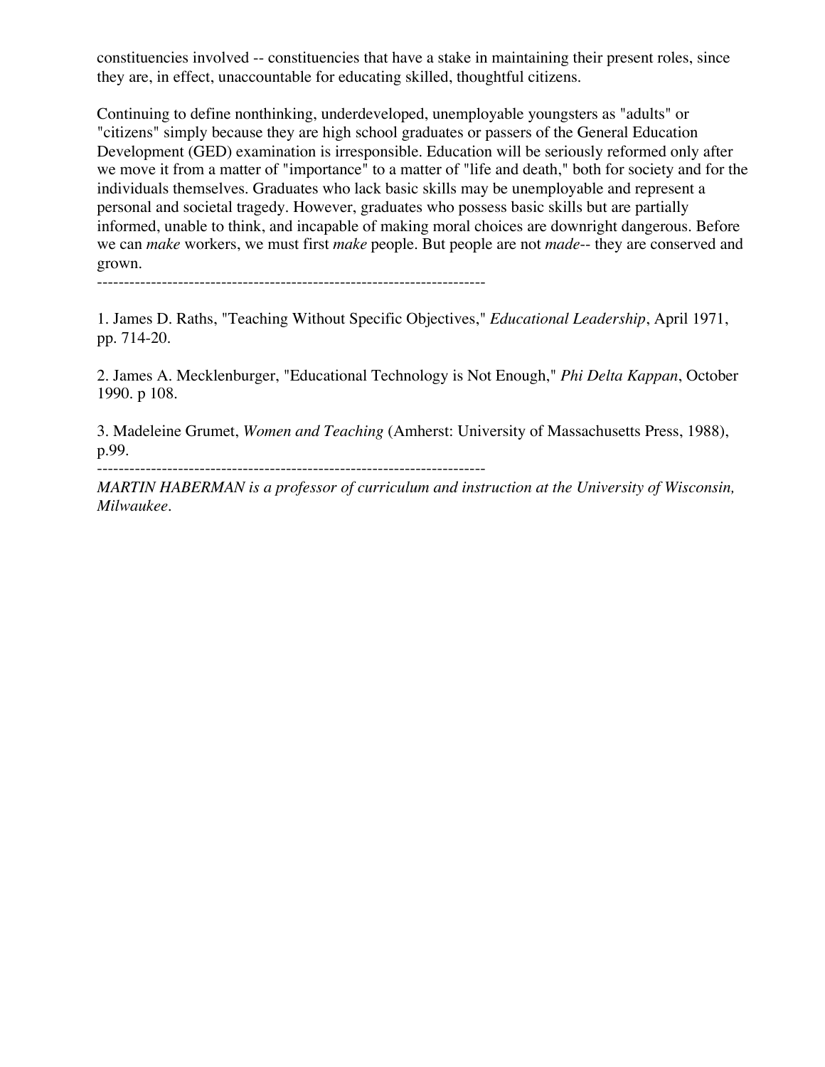constituencies involved -- constituencies that have a stake in maintaining their present roles, since they are, in effect, unaccountable for educating skilled, thoughtful citizens.

Continuing to define nonthinking, underdeveloped, unemployable youngsters as "adults" or "citizens" simply because they are high school graduates or passers of the General Education Development (GED) examination is irresponsible. Education will be seriously reformed only after we move it from a matter of "importance" to a matter of "life and death," both for society and for the individuals themselves. Graduates who lack basic skills may be unemployable and represent a personal and societal tragedy. However, graduates who possess basic skills but are partially informed, unable to think, and incapable of making moral choices are downright dangerous. Before we can *make* workers, we must first *make* people. But people are not *made*-- they are conserved and grown.

---

1. James D. Raths, "Teaching Without Specific Objectives," *Educational Leadership*, April 1971, pp. 714-20.

2. James A. Mecklenburger, "Educational Technology is Not Enough," *Phi Delta Kappan*, October 1990. p 108.

3. Madeleine Grumet, *Women and Teaching* (Amherst: University of Massachusetts Press, 1988), p.99.

---

*MARTIN HABERMAN is a professor of curriculum and instruction at the University of Wisconsin, Milwaukee.*